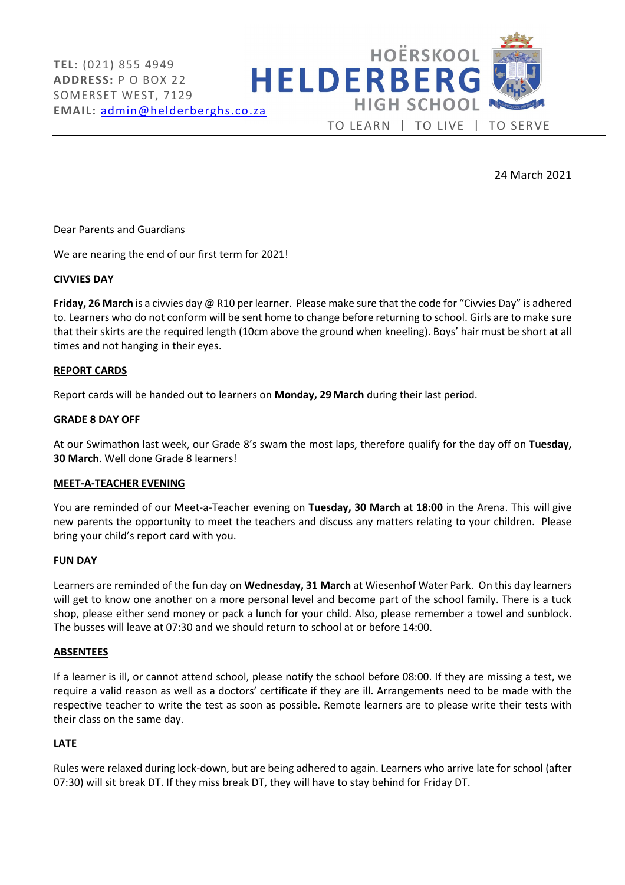**TEL:** (021) 855 4949
**ADDRESS:** P O BOX 22
SOMERSET WEST, 7129
**EMAIL:** admin@helderberghs.co.za

HOËRSKOOL
**HELDERBERG**
HIGH SCHOOL

TO LEARN | TO LIVE | TO SERVE

24 March 2021

Dear Parents and Guardians

We are nearing the end of our first term for 2021!

## CIVVIES DAY

**Friday, 26 March** is a civvies day @ R10 per learner. Please make sure that the code for "Civvies Day" is adhered to. Learners who do not conform will be sent home to change before returning to school. Girls are to make sure that their skirts are the required length (10cm above the ground when kneeling). Boys' hair must be short at all times and not hanging in their eyes.

## REPORT CARDS

Report cards will be handed out to learners on **Monday, 29 March** during their last period.

## GRADE 8 DAY OFF

At our Swimathon last week, our Grade 8's swam the most laps, therefore qualify for the day off on **Tuesday, 30 March**. Well done Grade 8 learners!

## MEET-A-TEACHER EVENING

You are reminded of our Meet-a-Teacher evening on **Tuesday, 30 March** at **18:00** in the Arena. This will give new parents the opportunity to meet the teachers and discuss any matters relating to your children. Please bring your child's report card with you.

## FUN DAY

Learners are reminded of the fun day on **Wednesday, 31 March** at Wiesenhof Water Park. On this day learners will get to know one another on a more personal level and become part of the school family. There is a tuck shop, please either send money or pack a lunch for your child. Also, please remember a towel and sunblock. The busses will leave at 07:30 and we should return to school at or before 14:00.

## ABSENTEES

If a learner is ill, or cannot attend school, please notify the school before 08:00. If they are missing a test, we require a valid reason as well as a doctors' certificate if they are ill. Arrangements need to be made with the respective teacher to write the test as soon as possible. Remote learners are to please write their tests with their class on the same day.

## LATE

Rules were relaxed during lock-down, but are being adhered to again. Learners who arrive late for school (after 07:30) will sit break DT. If they miss break DT, they will have to stay behind for Friday DT.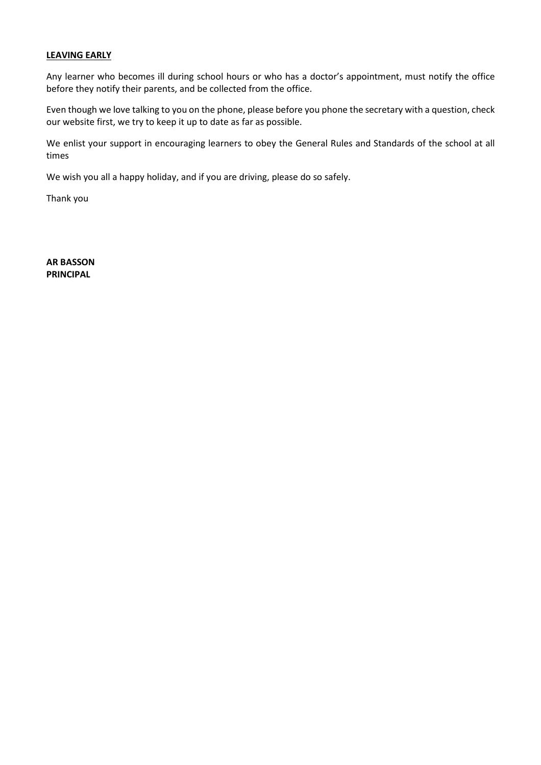**LEAVING EARLY**

Any learner who becomes ill during school hours or who has a doctor's appointment, must notify the office before they notify their parents, and be collected from the office.

Even though we love talking to you on the phone, please before you phone the secretary with a question, check our website first, we try to keep it up to date as far as possible.

We enlist your support in encouraging learners to obey the General Rules and Standards of the school at all times

We wish you all a happy holiday, and if you are driving, please do so safely.

Thank you

**AR BASSON**
**PRINCIPAL**